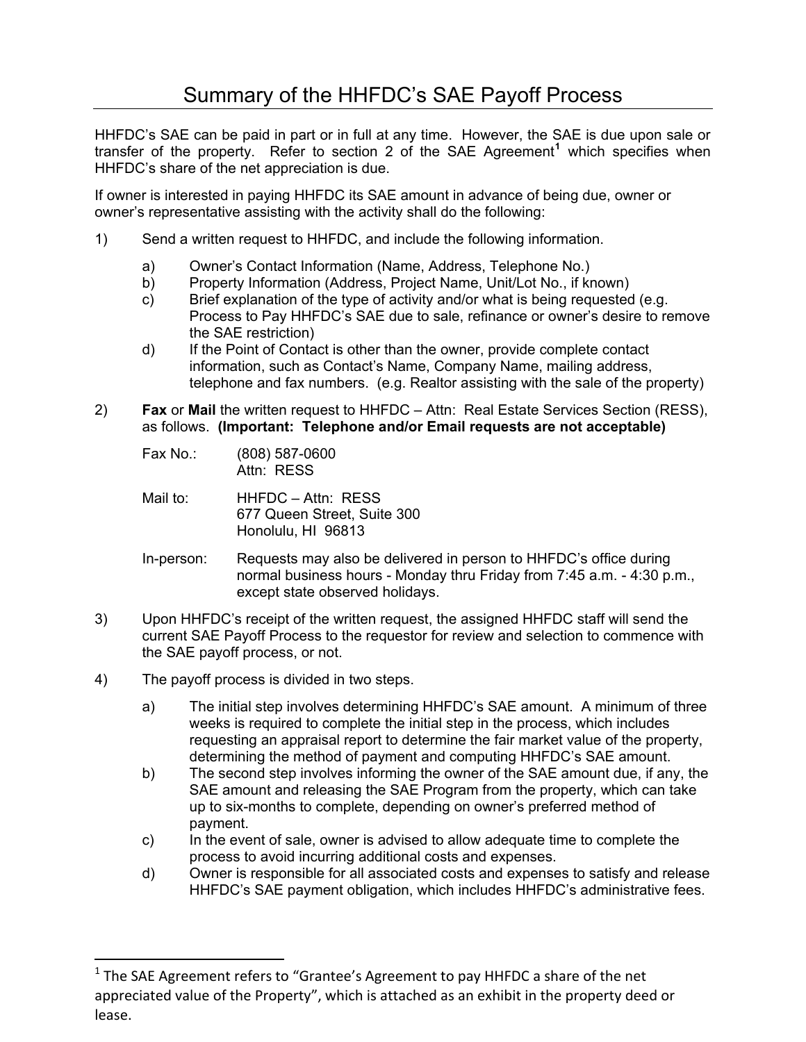# Summary of the HHFDC's SAE Payoff Process

HHFDC's SAE can be paid in part or in full at any time. However, the SAE is due upon sale or transfer of the property. Refer to section 2 of the SAE Agreement[1] which specifies when HHFDC's share of the net appreciation is due.

If owner is interested in paying HHFDC its SAE amount in advance of being due, owner or owner's representative assisting with the activity shall do the following:

1) Send a written request to HHFDC, and include the following information.

   a) Owner's Contact Information (Name, Address, Telephone No.)
   
   b) Property Information (Address, Project Name, Unit/Lot No., if known)
   
   c) Brief explanation of the type of activity and/or what is being requested (e.g. Process to Pay HHFDC's SAE due to sale, refinance or owner's desire to remove the SAE restriction)
   
   d) If the Point of Contact is other than the owner, provide complete contact information, such as Contact's Name, Company Name, mailing address, telephone and fax numbers. (e.g. Realtor assisting with the sale of the property)

2) **Fax** or **Mail** the written request to HHFDC – Attn: Real Estate Services Section (RESS), as follows. **(Important: Telephone and/or Email requests are not acceptable)**

   Fax No.: (808) 587-0600
   Attn: RESS

   Mail to: HHFDC – Attn: RESS
   677 Queen Street, Suite 300
   Honolulu, HI 96813

   In-person: Requests may also be delivered in person to HHFDC's office during normal business hours - Monday thru Friday from 7:45 a.m. - 4:30 p.m., except state observed holidays.

3) Upon HHFDC's receipt of the written request, the assigned HHFDC staff will send the current SAE Payoff Process to the requestor for review and selection to commence with the SAE payoff process, or not.

4) The payoff process is divided in two steps.

   a) The initial step involves determining HHFDC's SAE amount. A minimum of three weeks is required to complete the initial step in the process, which includes requesting an appraisal report to determine the fair market value of the property, determining the method of payment and computing HHFDC's SAE amount.
   
   b) The second step involves informing the owner of the SAE amount due, if any, the SAE amount and releasing the SAE Program from the property, which can take up to six-months to complete, depending on owner's preferred method of payment.
   
   c) In the event of sale, owner is advised to allow adequate time to complete the process to avoid incurring additional costs and expenses.
   
   d) Owner is responsible for all associated costs and expenses to satisfy and release HHFDC's SAE payment obligation, which includes HHFDC's administrative fees.

---

[1] The SAE Agreement refers to "Grantee's Agreement to pay HHFDC a share of the net appreciated value of the Property", which is attached as an exhibit in the property deed or lease.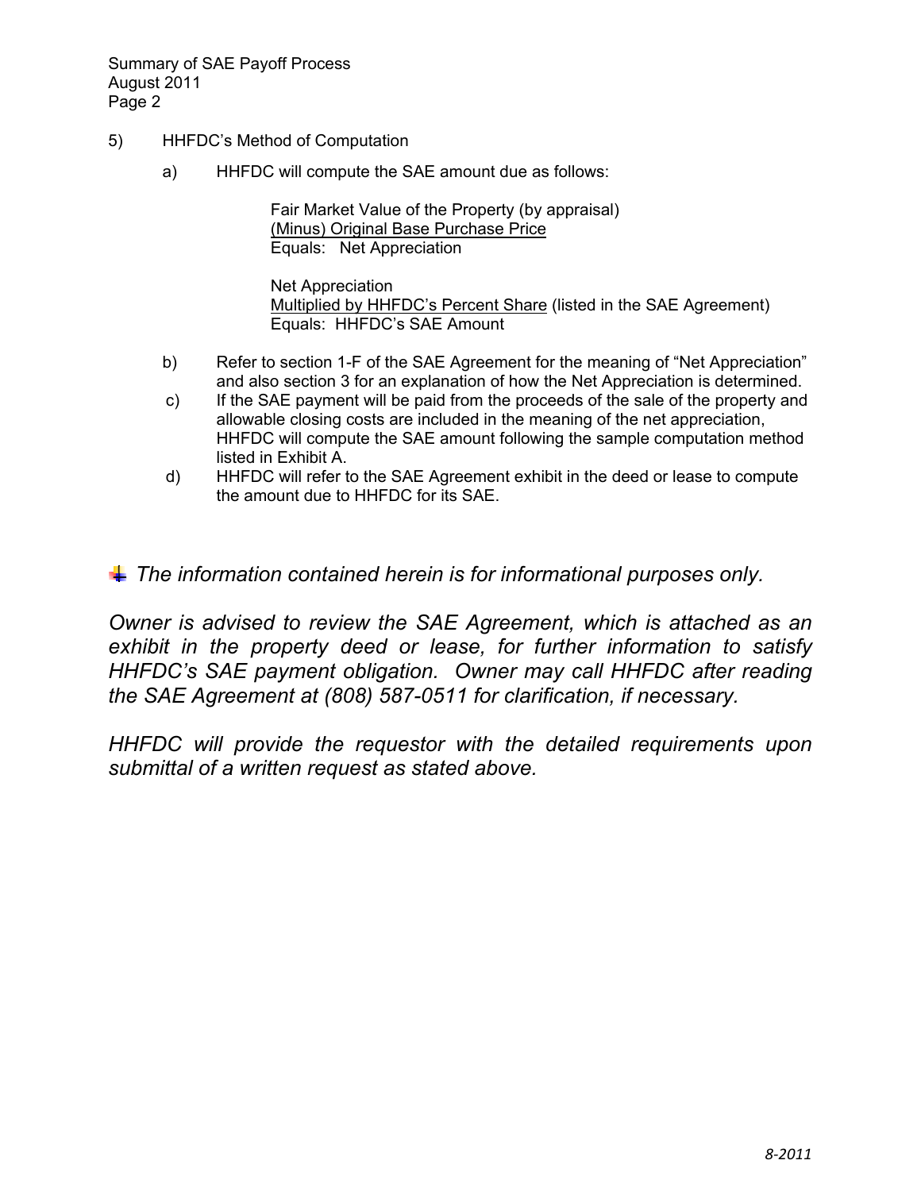5) HHFDC's Method of Computation

a) HHFDC will compute the SAE amount due as follows:

Fair Market Value of the Property (by appraisal)
<u>(Minus) Original Base Purchase Price</u>
Equals: Net Appreciation

Net Appreciation
<u>Multiplied by HHFDC's Percent Share</u> (listed in the SAE Agreement)
Equals: HHFDC's SAE Amount

b) Refer to section 1-F of the SAE Agreement for the meaning of "Net Appreciation" and also section 3 for an explanation of how the Net Appreciation is determined.

c) If the SAE payment will be paid from the proceeds of the sale of the property and allowable closing costs are included in the meaning of the net appreciation, HHFDC will compute the SAE amount following the sample computation method listed in Exhibit A.

d) HHFDC will refer to the SAE Agreement exhibit in the deed or lease to compute the amount due to HHFDC for its SAE.

*The information contained herein is for informational purposes only.*

*Owner is advised to review the SAE Agreement, which is attached as an exhibit in the property deed or lease, for further information to satisfy HHFDC's SAE payment obligation. Owner may call HHFDC after reading the SAE Agreement at (808) 587-0511 for clarification, if necessary.*

*HHFDC will provide the requestor with the detailed requirements upon submittal of a written request as stated above.*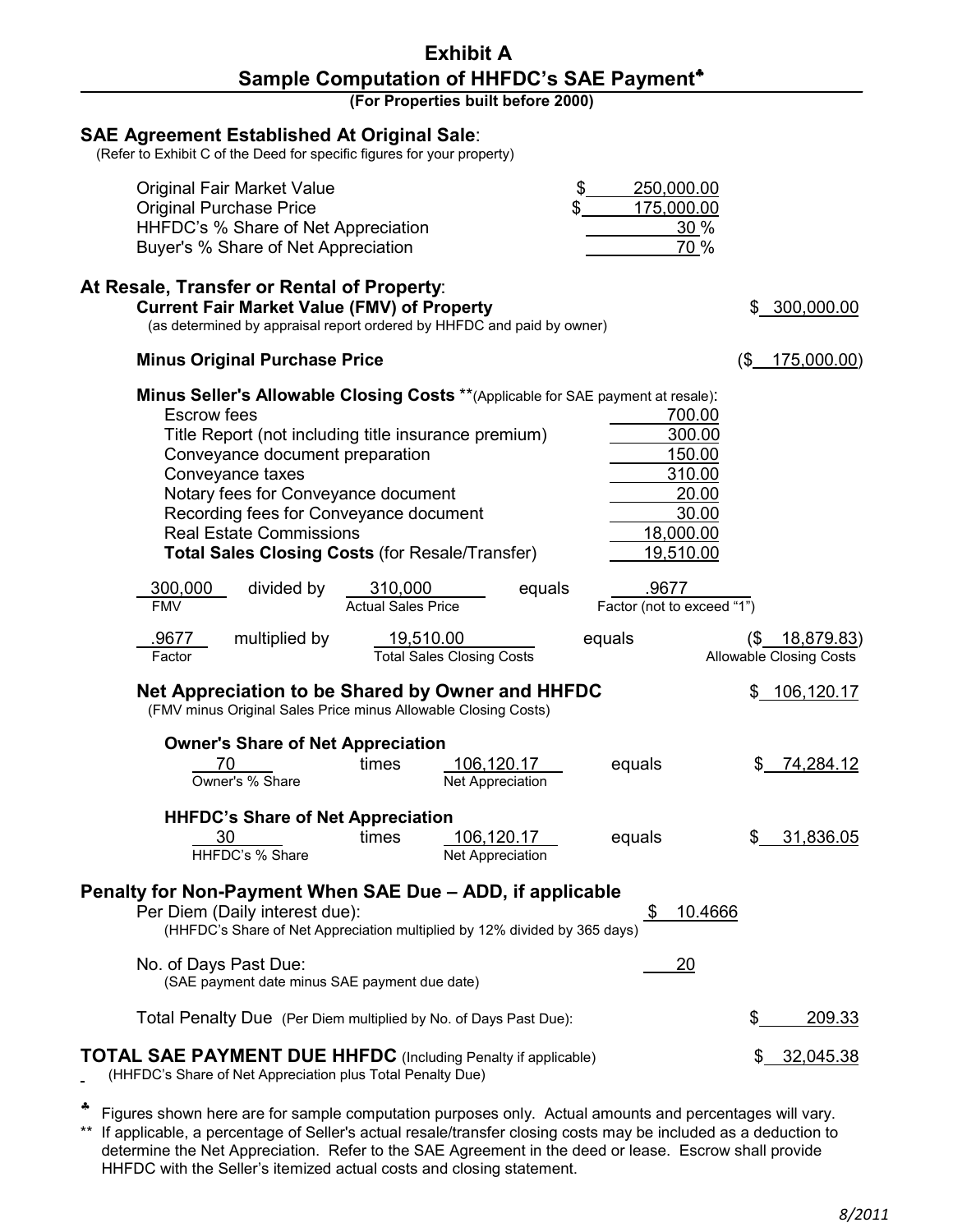# Exhibit A

## Sample Computation of HHFDC's SAE Payment♣

**(For Properties built before 2000)**

### SAE Agreement Established At Original Sale:

(Refer to Exhibit C of the Deed for specific figures for your property)

| | |
|---|---|
| Original Fair Market Value | $ 250,000.00 |
| Original Purchase Price | $ 175,000.00 |
| HHFDC's % Share of Net Appreciation | 30 % |
| Buyer's % Share of Net Appreciation | 70 % |

### At Resale, Transfer or Rental of Property:

**Current Fair Market Value (FMV) of Property** — $ 300,000.00
(as determined by appraisal report ordered by HHFDC and paid by owner)

**Minus Original Purchase Price** — ($ 175,000.00)

**Minus Seller's Allowable Closing Costs** **(Applicable for SAE payment at resale):

| | |
|---|---|
| Escrow fees | 700.00 |
| Title Report (not including title insurance premium) | 300.00 |
| Conveyance document preparation | 150.00 |
| Conveyance taxes | 310.00 |
| Notary fees for Conveyance document | 20.00 |
| Recording fees for Conveyance document | 30.00 |
| Real Estate Commissions | 18,000.00 |
| **Total Sales Closing Costs** (for Resale/Transfer) | 19,510.00 |

300,000 (FMV) divided by 310,000 (Actual Sales Price) equals .9677 (Factor (not to exceed "1"))

.9677 (Factor) multiplied by 19,510.00 (Total Sales Closing Costs) equals ($ 18,879.83) (Allowable Closing Costs)

**Net Appreciation to be Shared by Owner and HHFDC** — $ 106,120.17
(FMV minus Original Sales Price minus Allowable Closing Costs)

**Owner's Share of Net Appreciation**
70 (Owner's % Share) times 106,120.17 (Net Appreciation) equals $ 74,284.12

**HHFDC's Share of Net Appreciation**
30 (HHFDC's % Share) times 106,120.17 (Net Appreciation) equals $ 31,836.05

### Penalty for Non-Payment When SAE Due – ADD, if applicable

Per Diem (Daily interest due): $ 10.4666
(HHFDC's Share of Net Appreciation multiplied by 12% divided by 365 days)

No. of Days Past Due: 20
(SAE payment date minus SAE payment due date)

Total Penalty Due (Per Diem multiplied by No. of Days Past Due): $ 209.33

**TOTAL SAE PAYMENT DUE HHFDC** (Including Penalty if applicable) — $ 32,045.38
(HHFDC's Share of Net Appreciation plus Total Penalty Due)

♣ Figures shown here are for sample computation purposes only. Actual amounts and percentages will vary.

** If applicable, a percentage of Seller's actual resale/transfer closing costs may be included as a deduction to determine the Net Appreciation. Refer to the SAE Agreement in the deed or lease. Escrow shall provide HHFDC with the Seller's itemized actual costs and closing statement.

8/2011